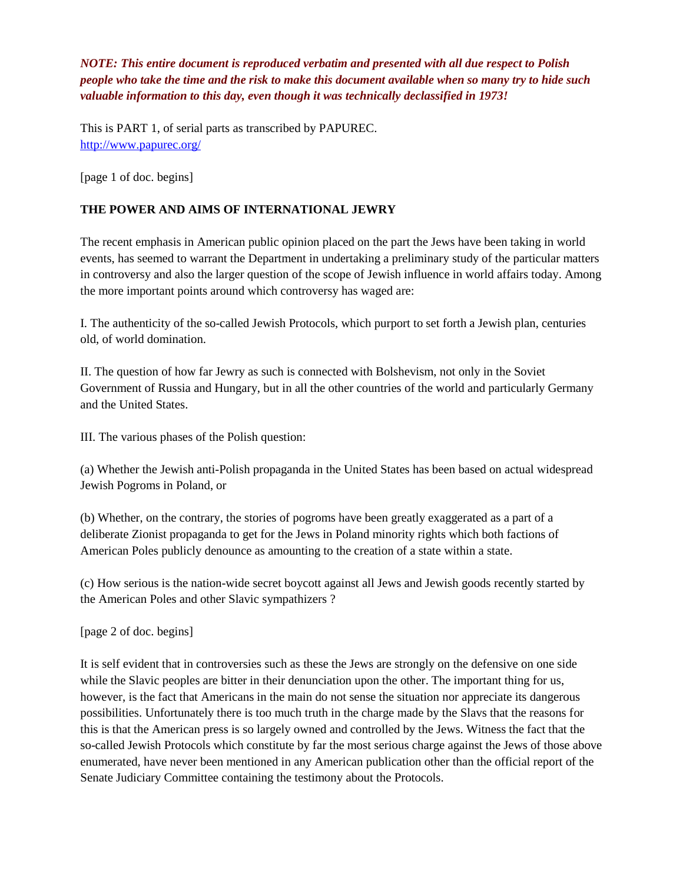***NOTE: This entire document is reproduced verbatim and presented with all due respect to Polish people who take the time and the risk to make this document available when so many try to hide such valuable information to this day, even though it was technically declassified in 1973!***

This is PART 1, of serial parts as transcribed by PAPUREC.
[http://www.papurec.org/](http://www.papurec.org/)

[page 1 of doc. begins]

**THE POWER AND AIMS OF INTERNATIONAL JEWRY**

The recent emphasis in American public opinion placed on the part the Jews have been taking in world events, has seemed to warrant the Department in undertaking a preliminary study of the particular matters in controversy and also the larger question of the scope of Jewish influence in world affairs today. Among the more important points around which controversy has waged are:

I. The authenticity of the so-called Jewish Protocols, which purport to set forth a Jewish plan, centuries old, of world domination.

II. The question of how far Jewry as such is connected with Bolshevism, not only in the Soviet Government of Russia and Hungary, but in all the other countries of the world and particularly Germany and the United States.

III. The various phases of the Polish question:

(a) Whether the Jewish anti-Polish propaganda in the United States has been based on actual widespread Jewish Pogroms in Poland, or

(b) Whether, on the contrary, the stories of pogroms have been greatly exaggerated as a part of a deliberate Zionist propaganda to get for the Jews in Poland minority rights which both factions of American Poles publicly denounce as amounting to the creation of a state within a state.

(c) How serious is the nation-wide secret boycott against all Jews and Jewish goods recently started by the American Poles and other Slavic sympathizers ?

[page 2 of doc. begins]

It is self evident that in controversies such as these the Jews are strongly on the defensive on one side while the Slavic peoples are bitter in their denunciation upon the other. The important thing for us, however, is the fact that Americans in the main do not sense the situation nor appreciate its dangerous possibilities. Unfortunately there is too much truth in the charge made by the Slavs that the reasons for this is that the American press is so largely owned and controlled by the Jews. Witness the fact that the so-called Jewish Protocols which constitute by far the most serious charge against the Jews of those above enumerated, have never been mentioned in any American publication other than the official report of the Senate Judiciary Committee containing the testimony about the Protocols.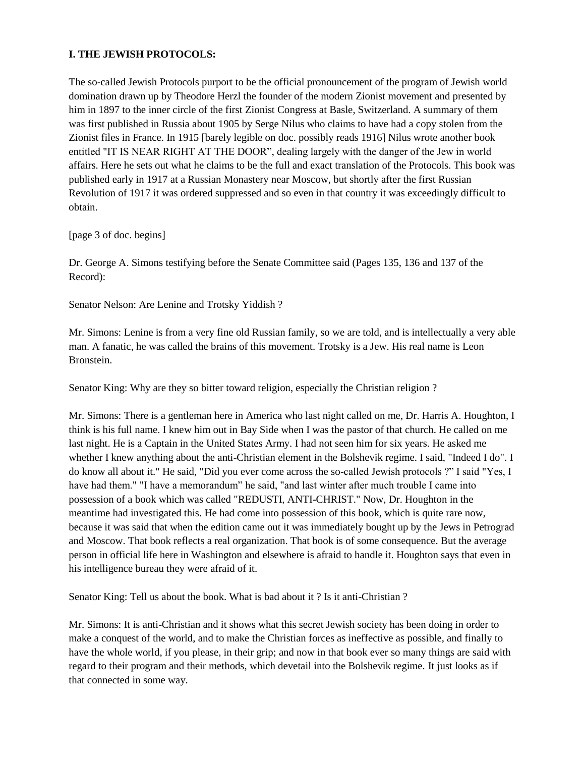**I. THE JEWISH PROTOCOLS:**

The so-called Jewish Protocols purport to be the official pronouncement of the program of Jewish world domination drawn up by Theodore Herzl the founder of the modern Zionist movement and presented by him in 1897 to the inner circle of the first Zionist Congress at Basle, Switzerland. A summary of them was first published in Russia about 1905 by Serge Nilus who claims to have had a copy stolen from the Zionist files in France. In 1915 [barely legible on doc. possibly reads 1916] Nilus wrote another book entitled "IT IS NEAR RIGHT AT THE DOOR", dealing largely with the danger of the Jew in world affairs. Here he sets out what he claims to be the full and exact translation of the Protocols. This book was published early in 1917 at a Russian Monastery near Moscow, but shortly after the first Russian Revolution of 1917 it was ordered suppressed and so even in that country it was exceedingly difficult to obtain.

[page 3 of doc. begins]

Dr. George A. Simons testifying before the Senate Committee said (Pages 135, 136 and 137 of the Record):

Senator Nelson: Are Lenine and Trotsky Yiddish ?

Mr. Simons: Lenine is from a very fine old Russian family, so we are told, and is intellectually a very able man. A fanatic, he was called the brains of this movement. Trotsky is a Jew. His real name is Leon Bronstein.

Senator King: Why are they so bitter toward religion, especially the Christian religion ?

Mr. Simons: There is a gentleman here in America who last night called on me, Dr. Harris A. Houghton, I think is his full name. I knew him out in Bay Side when I was the pastor of that church. He called on me last night. He is a Captain in the United States Army. I had not seen him for six years. He asked me whether I knew anything about the anti-Christian element in the Bolshevik regime. I said, "Indeed I do". I do know all about it." He said, "Did you ever come across the so-called Jewish protocols ?" I said "Yes, I have had them." "I have a memorandum" he said, "and last winter after much trouble I came into possession of a book which was called "REDUSTI, ANTI-CHRIST." Now, Dr. Houghton in the meantime had investigated this. He had come into possession of this book, which is quite rare now, because it was said that when the edition came out it was immediately bought up by the Jews in Petrograd and Moscow. That book reflects a real organization. That book is of some consequence. But the average person in official life here in Washington and elsewhere is afraid to handle it. Houghton says that even in his intelligence bureau they were afraid of it.

Senator King: Tell us about the book. What is bad about it ? Is it anti-Christian ?

Mr. Simons: It is anti-Christian and it shows what this secret Jewish society has been doing in order to make a conquest of the world, and to make the Christian forces as ineffective as possible, and finally to have the whole world, if you please, in their grip; and now in that book ever so many things are said with regard to their program and their methods, which devetail into the Bolshevik regime. It just looks as if that connected in some way.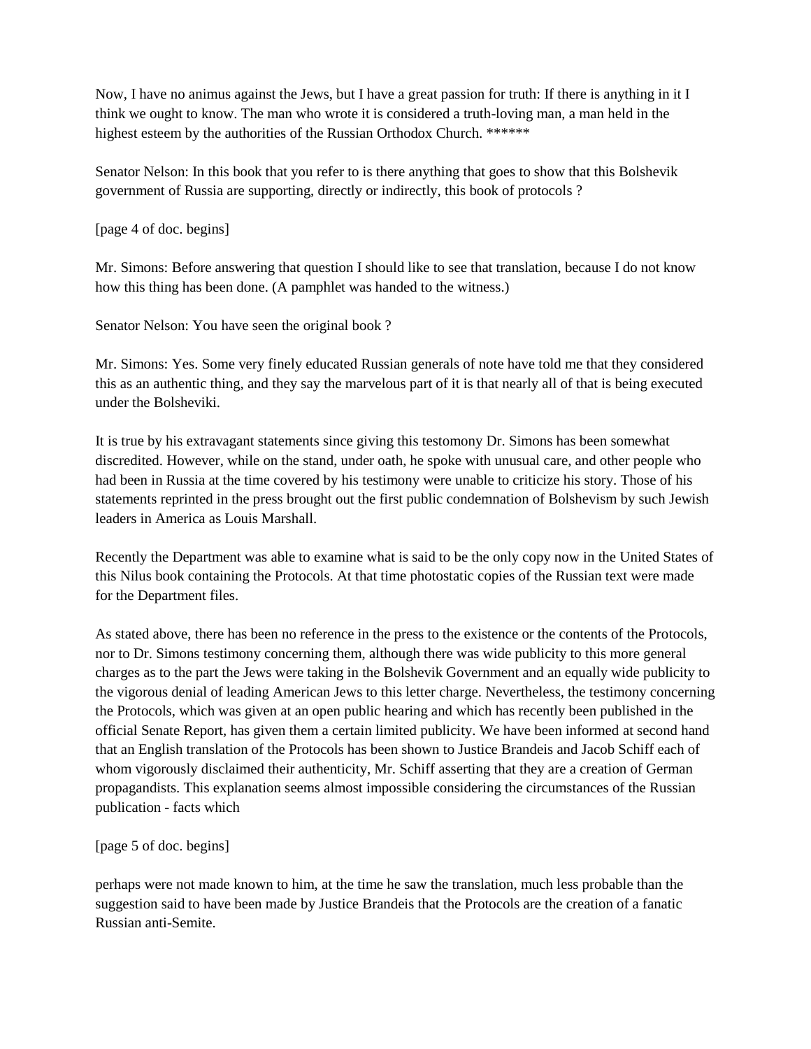Now, I have no animus against the Jews, but I have a great passion for truth: If there is anything in it I think we ought to know. The man who wrote it is considered a truth-loving man, a man held in the highest esteem by the authorities of the Russian Orthodox Church. ******

Senator Nelson: In this book that you refer to is there anything that goes to show that this Bolshevik government of Russia are supporting, directly or indirectly, this book of protocols ?

[page 4 of doc. begins]

Mr. Simons: Before answering that question I should like to see that translation, because I do not know how this thing has been done. (A pamphlet was handed to the witness.)

Senator Nelson: You have seen the original book ?

Mr. Simons: Yes. Some very finely educated Russian generals of note have told me that they considered this as an authentic thing, and they say the marvelous part of it is that nearly all of that is being executed under the Bolsheviki.

It is true by his extravagant statements since giving this testomony Dr. Simons has been somewhat discredited. However, while on the stand, under oath, he spoke with unusual care, and other people who had been in Russia at the time covered by his testimony were unable to criticize his story. Those of his statements reprinted in the press brought out the first public condemnation of Bolshevism by such Jewish leaders in America as Louis Marshall.

Recently the Department was able to examine what is said to be the only copy now in the United States of this Nilus book containing the Protocols. At that time photostatic copies of the Russian text were made for the Department files.

As stated above, there has been no reference in the press to the existence or the contents of the Protocols, nor to Dr. Simons testimony concerning them, although there was wide publicity to this more general charges as to the part the Jews were taking in the Bolshevik Government and an equally wide publicity to the vigorous denial of leading American Jews to this letter charge. Nevertheless, the testimony concerning the Protocols, which was given at an open public hearing and which has recently been published in the official Senate Report, has given them a certain limited publicity. We have been informed at second hand that an English translation of the Protocols has been shown to Justice Brandeis and Jacob Schiff each of whom vigorously disclaimed their authenticity, Mr. Schiff asserting that they are a creation of German propagandists. This explanation seems almost impossible considering the circumstances of the Russian publication - facts which

[page 5 of doc. begins]

perhaps were not made known to him, at the time he saw the translation, much less probable than the suggestion said to have been made by Justice Brandeis that the Protocols are the creation of a fanatic Russian anti-Semite.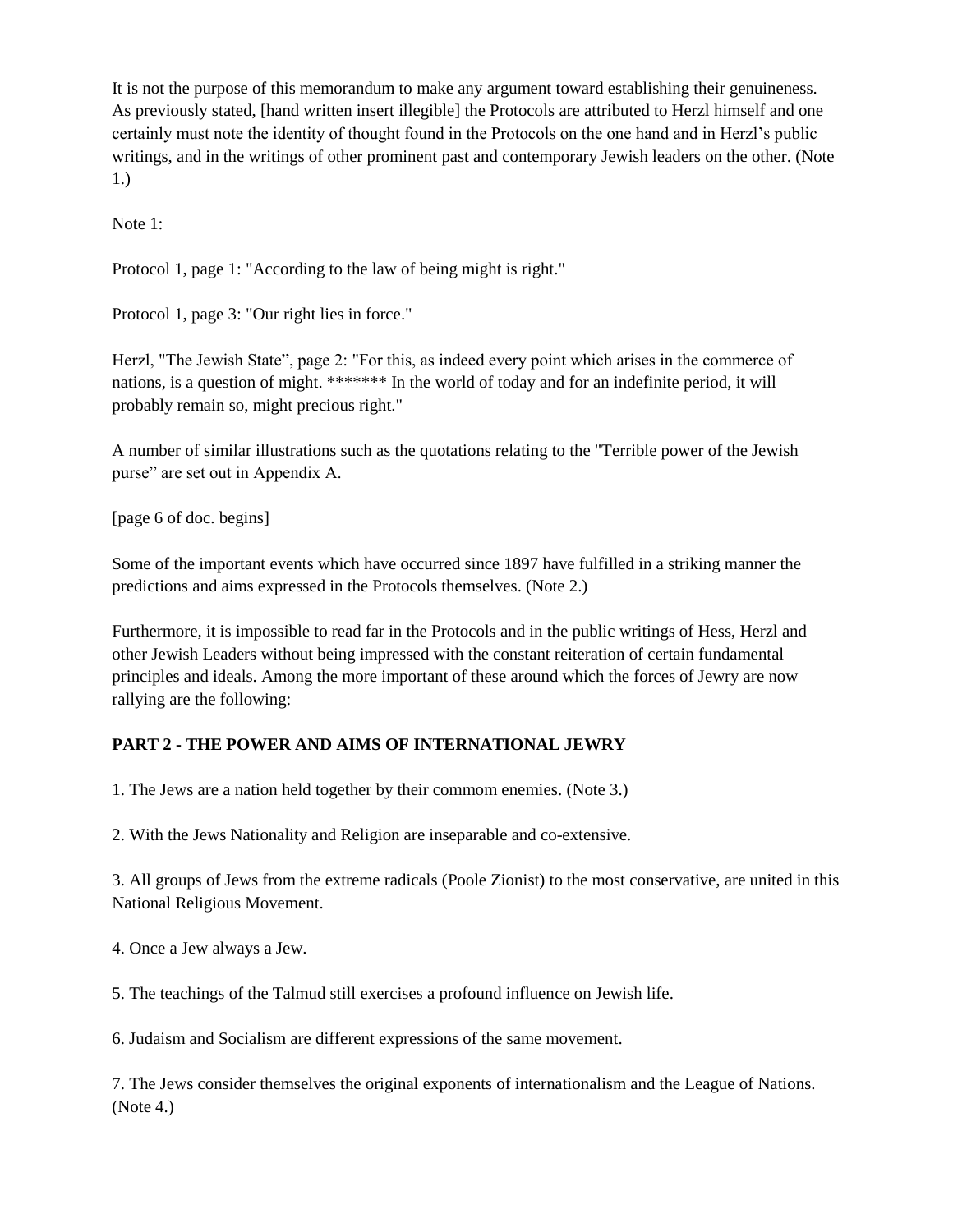It is not the purpose of this memorandum to make any argument toward establishing their genuineness. As previously stated, [hand written insert illegible] the Protocols are attributed to Herzl himself and one certainly must note the identity of thought found in the Protocols on the one hand and in Herzl's public writings, and in the writings of other prominent past and contemporary Jewish leaders on the other. (Note 1.)

Note 1:

Protocol 1, page 1: "According to the law of being might is right."

Protocol 1, page 3: "Our right lies in force."

Herzl, "The Jewish State", page 2: "For this, as indeed every point which arises in the commerce of nations, is a question of might. ******* In the world of today and for an indefinite period, it will probably remain so, might precious right."

A number of similar illustrations such as the quotations relating to the "Terrible power of the Jewish purse" are set out in Appendix A.

[page 6 of doc. begins]

Some of the important events which have occurred since 1897 have fulfilled in a striking manner the predictions and aims expressed in the Protocols themselves. (Note 2.)

Furthermore, it is impossible to read far in the Protocols and in the public writings of Hess, Herzl and other Jewish Leaders without being impressed with the constant reiteration of certain fundamental principles and ideals. Among the more important of these around which the forces of Jewry are now rallying are the following:

**PART 2 - THE POWER AND AIMS OF INTERNATIONAL JEWRY**

1. The Jews are a nation held together by their commom enemies. (Note 3.)

2. With the Jews Nationality and Religion are inseparable and co-extensive.

3. All groups of Jews from the extreme radicals (Poole Zionist) to the most conservative, are united in this National Religious Movement.

4. Once a Jew always a Jew.

5. The teachings of the Talmud still exercises a profound influence on Jewish life.

6. Judaism and Socialism are different expressions of the same movement.

7. The Jews consider themselves the original exponents of internationalism and the League of Nations. (Note 4.)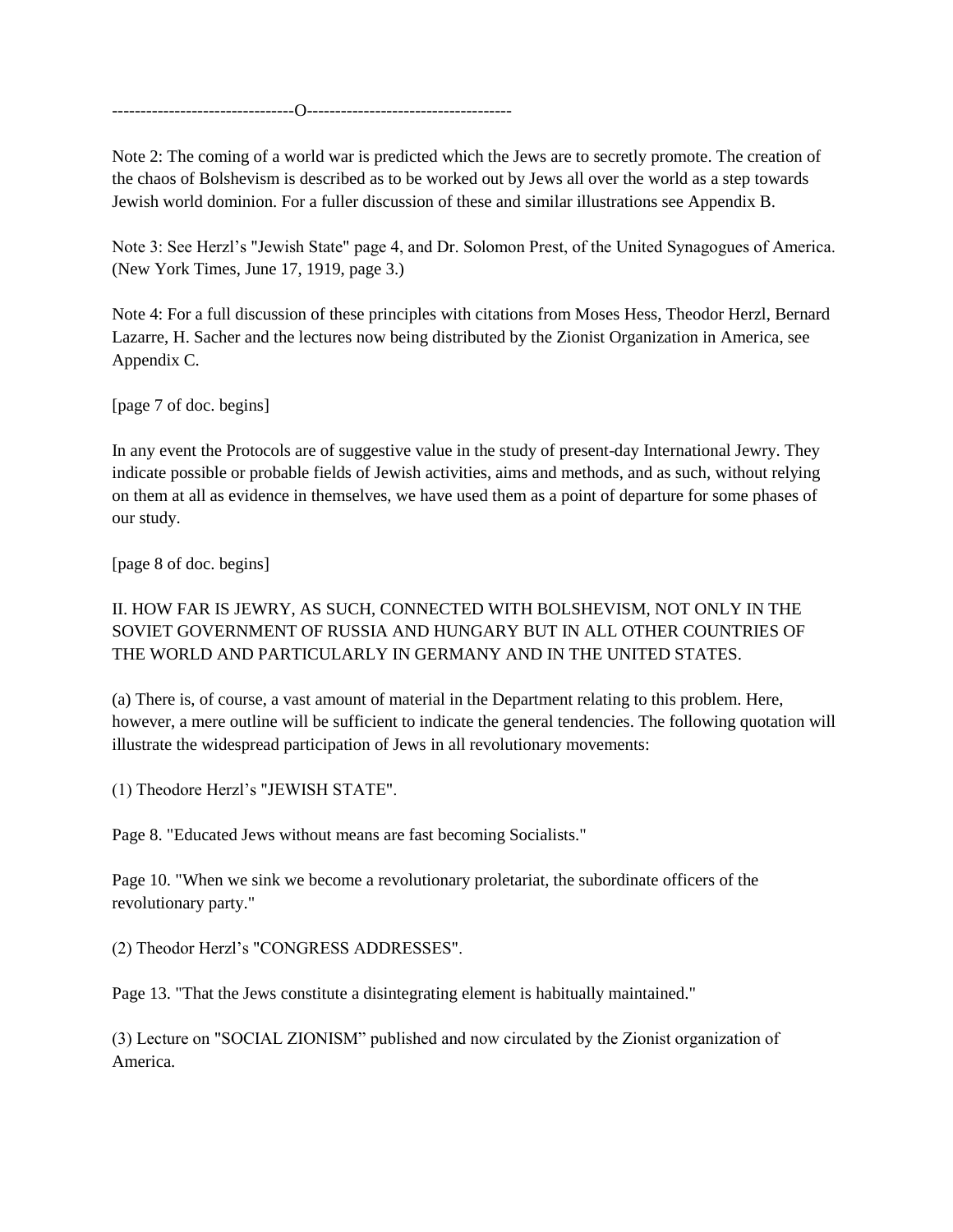-------------------------------O------------------------------------

Note 2: The coming of a world war is predicted which the Jews are to secretly promote. The creation of the chaos of Bolshevism is described as to be worked out by Jews all over the world as a step towards Jewish world dominion. For a fuller discussion of these and similar illustrations see Appendix B.

Note 3: See Herzl's "Jewish State" page 4, and Dr. Solomon Prest, of the United Synagogues of America. (New York Times, June 17, 1919, page 3.)

Note 4: For a full discussion of these principles with citations from Moses Hess, Theodor Herzl, Bernard Lazarre, H. Sacher and the lectures now being distributed by the Zionist Organization in America, see Appendix C.

[page 7 of doc. begins]

In any event the Protocols are of suggestive value in the study of present-day International Jewry. They indicate possible or probable fields of Jewish activities, aims and methods, and as such, without relying on them at all as evidence in themselves, we have used them as a point of departure for some phases of our study.

[page 8 of doc. begins]

II. HOW FAR IS JEWRY, AS SUCH, CONNECTED WITH BOLSHEVISM, NOT ONLY IN THE SOVIET GOVERNMENT OF RUSSIA AND HUNGARY BUT IN ALL OTHER COUNTRIES OF THE WORLD AND PARTICULARLY IN GERMANY AND IN THE UNITED STATES.

(a) There is, of course, a vast amount of material in the Department relating to this problem. Here, however, a mere outline will be sufficient to indicate the general tendencies. The following quotation will illustrate the widespread participation of Jews in all revolutionary movements:

(1) Theodore Herzl's "JEWISH STATE".

Page 8. "Educated Jews without means are fast becoming Socialists."

Page 10. "When we sink we become a revolutionary proletariat, the subordinate officers of the revolutionary party."

(2) Theodor Herzl's "CONGRESS ADDRESSES".

Page 13. "That the Jews constitute a disintegrating element is habitually maintained."

(3) Lecture on "SOCIAL ZIONISM" published and now circulated by the Zionist organization of America.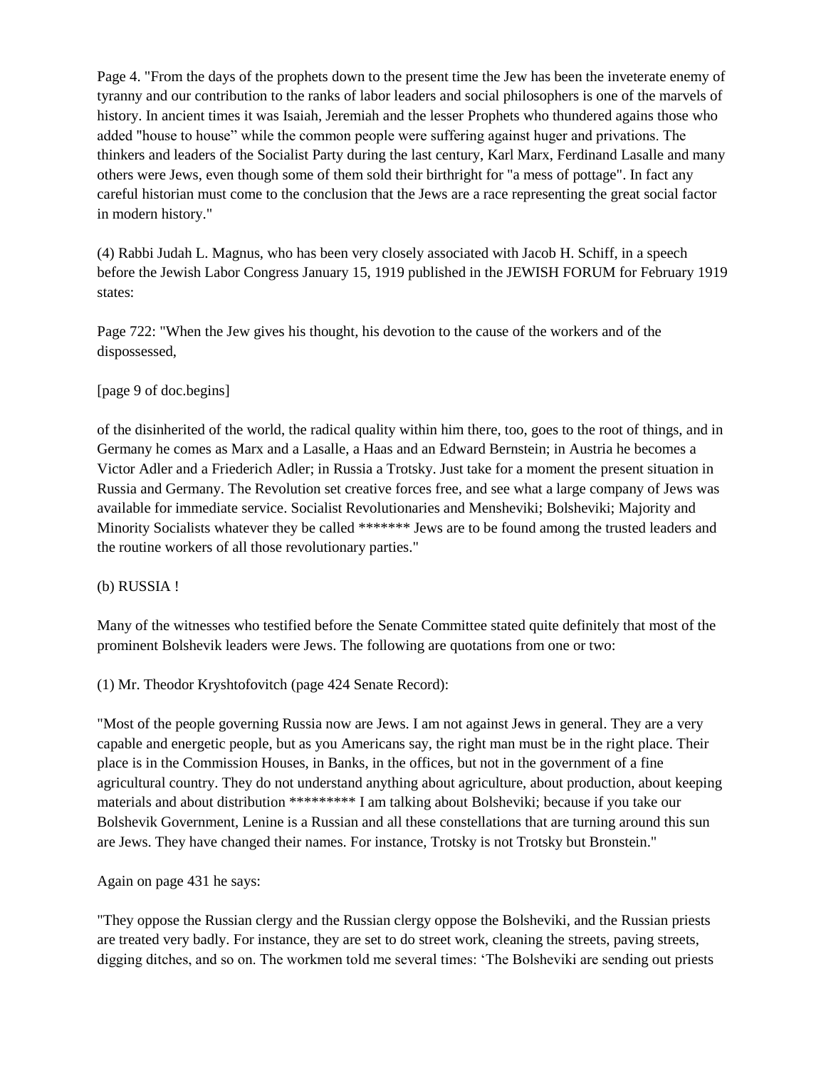Page 4. "From the days of the prophets down to the present time the Jew has been the inveterate enemy of tyranny and our contribution to the ranks of labor leaders and social philosophers is one of the marvels of history. In ancient times it was Isaiah, Jeremiah and the lesser Prophets who thundered agains those who added "house to house" while the common people were suffering against huger and privations. The thinkers and leaders of the Socialist Party during the last century, Karl Marx, Ferdinand Lasalle and many others were Jews, even though some of them sold their birthright for "a mess of pottage". In fact any careful historian must come to the conclusion that the Jews are a race representing the great social factor in modern history."

(4) Rabbi Judah L. Magnus, who has been very closely associated with Jacob H. Schiff, in a speech before the Jewish Labor Congress January 15, 1919 published in the JEWISH FORUM for February 1919 states:

Page 722: "When the Jew gives his thought, his devotion to the cause of the workers and of the dispossessed,

[page 9 of doc.begins]

of the disinherited of the world, the radical quality within him there, too, goes to the root of things, and in Germany he comes as Marx and a Lasalle, a Haas and an Edward Bernstein; in Austria he becomes a Victor Adler and a Friederich Adler; in Russia a Trotsky. Just take for a moment the present situation in Russia and Germany. The Revolution set creative forces free, and see what a large company of Jews was available for immediate service. Socialist Revolutionaries and Mensheviki; Bolsheviki; Majority and Minority Socialists whatever they be called ******* Jews are to be found among the trusted leaders and the routine workers of all those revolutionary parties."

(b) RUSSIA !

Many of the witnesses who testified before the Senate Committee stated quite definitely that most of the prominent Bolshevik leaders were Jews. The following are quotations from one or two:

(1) Mr. Theodor Kryshtofovitch (page 424 Senate Record):

"Most of the people governing Russia now are Jews. I am not against Jews in general. They are a very capable and energetic people, but as you Americans say, the right man must be in the right place. Their place is in the Commission Houses, in Banks, in the offices, but not in the government of a fine agricultural country. They do not understand anything about agriculture, about production, about keeping materials and about distribution ********* I am talking about Bolsheviki; because if you take our Bolshevik Government, Lenine is a Russian and all these constellations that are turning around this sun are Jews. They have changed their names. For instance, Trotsky is not Trotsky but Bronstein."

Again on page 431 he says:

"They oppose the Russian clergy and the Russian clergy oppose the Bolsheviki, and the Russian priests are treated very badly. For instance, they are set to do street work, cleaning the streets, paving streets, digging ditches, and so on. The workmen told me several times: 'The Bolsheviki are sending out priests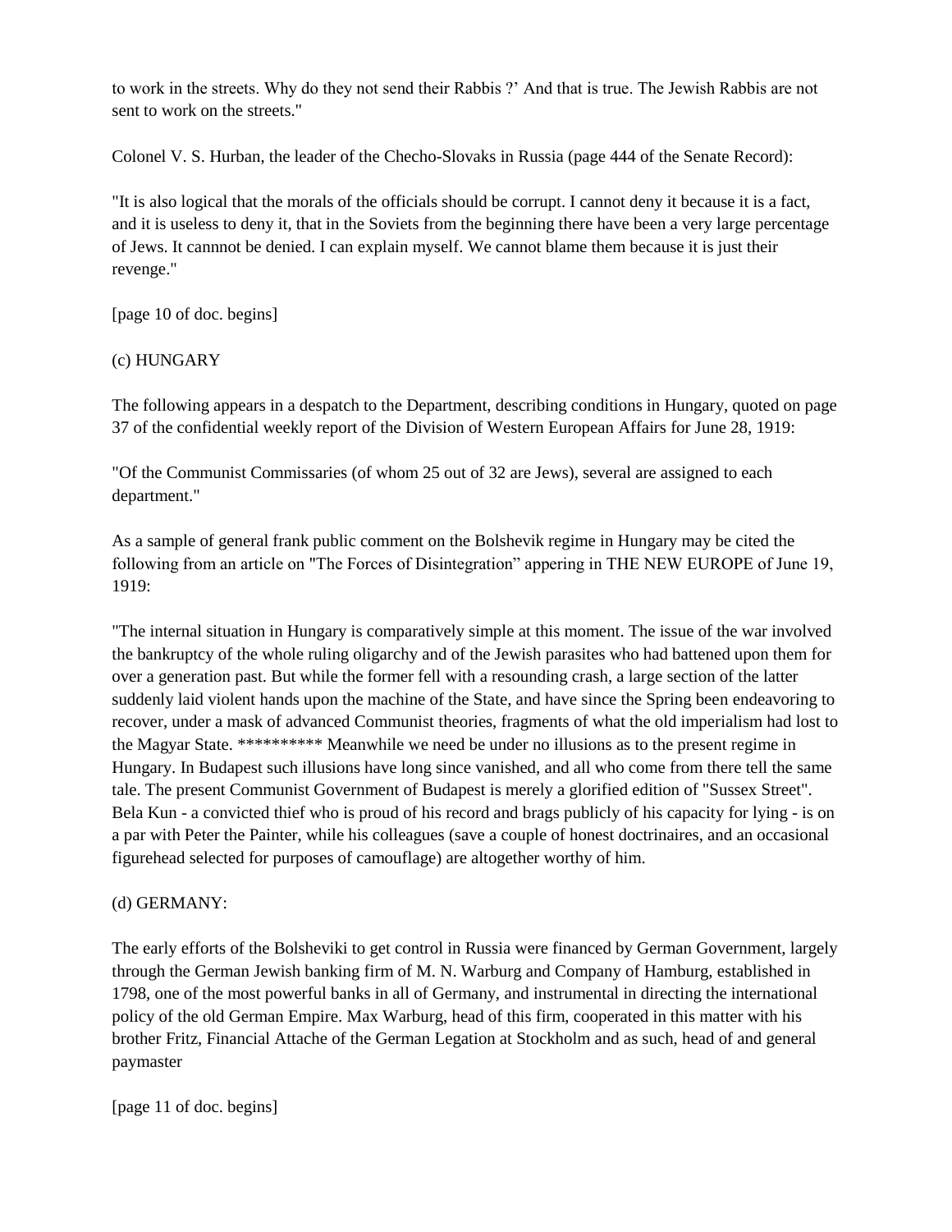to work in the streets. Why do they not send their Rabbis ?' And that is true. The Jewish Rabbis are not sent to work on the streets."

Colonel V. S. Hurban, the leader of the Checho-Slovaks in Russia (page 444 of the Senate Record):

"It is also logical that the morals of the officials should be corrupt. I cannot deny it because it is a fact, and it is useless to deny it, that in the Soviets from the beginning there have been a very large percentage of Jews. It cannnot be denied. I can explain myself. We cannot blame them because it is just their revenge."

[page 10 of doc. begins]

(c) HUNGARY

The following appears in a despatch to the Department, describing conditions in Hungary, quoted on page 37 of the confidential weekly report of the Division of Western European Affairs for June 28, 1919:

"Of the Communist Commissaries (of whom 25 out of 32 are Jews), several are assigned to each department."

As a sample of general frank public comment on the Bolshevik regime in Hungary may be cited the following from an article on "The Forces of Disintegration" appering in THE NEW EUROPE of June 19, 1919:

"The internal situation in Hungary is comparatively simple at this moment. The issue of the war involved the bankruptcy of the whole ruling oligarchy and of the Jewish parasites who had battened upon them for over a generation past. But while the former fell with a resounding crash, a large section of the latter suddenly laid violent hands upon the machine of the State, and have since the Spring been endeavoring to recover, under a mask of advanced Communist theories, fragments of what the old imperialism had lost to the Magyar State. ********** Meanwhile we need be under no illusions as to the present regime in Hungary. In Budapest such illusions have long since vanished, and all who come from there tell the same tale. The present Communist Government of Budapest is merely a glorified edition of "Sussex Street". Bela Kun - a convicted thief who is proud of his record and brags publicly of his capacity for lying - is on a par with Peter the Painter, while his colleagues (save a couple of honest doctrinaires, and an occasional figurehead selected for purposes of camouflage) are altogether worthy of him.

(d) GERMANY:

The early efforts of the Bolsheviki to get control in Russia were financed by German Government, largely through the German Jewish banking firm of M. N. Warburg and Company of Hamburg, established in 1798, one of the most powerful banks in all of Germany, and instrumental in directing the international policy of the old German Empire. Max Warburg, head of this firm, cooperated in this matter with his brother Fritz, Financial Attache of the German Legation at Stockholm and as such, head of and general paymaster

[page 11 of doc. begins]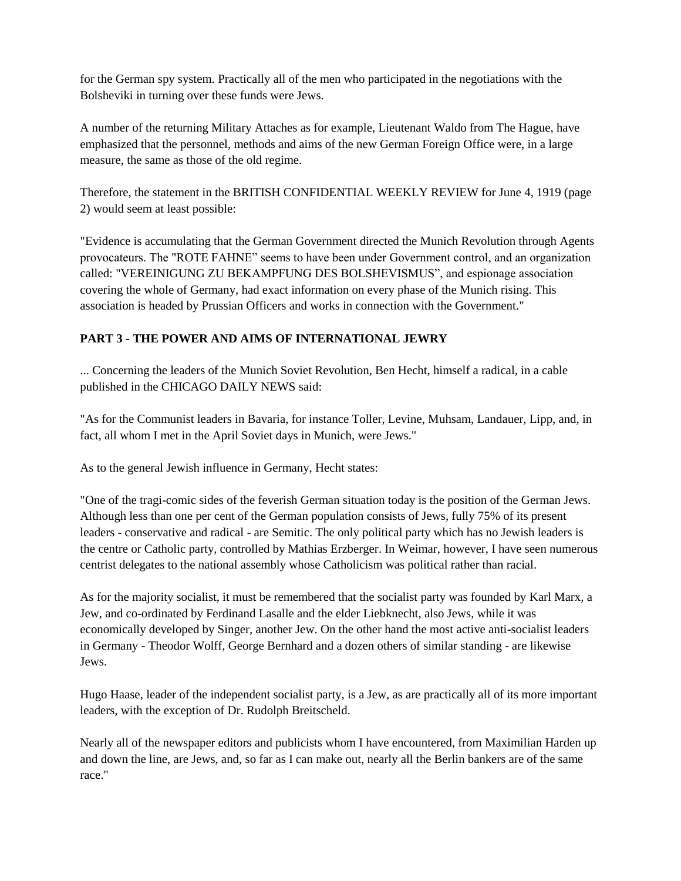for the German spy system. Practically all of the men who participated in the negotiations with the Bolsheviki in turning over these funds were Jews.

A number of the returning Military Attaches as for example, Lieutenant Waldo from The Hague, have emphasized that the personnel, methods and aims of the new German Foreign Office were, in a large measure, the same as those of the old regime.

Therefore, the statement in the BRITISH CONFIDENTIAL WEEKLY REVIEW for June 4, 1919 (page 2) would seem at least possible:

"Evidence is accumulating that the German Government directed the Munich Revolution through Agents provocateurs. The "ROTE FAHNE" seems to have been under Government control, and an organization called: "VEREINIGUNG ZU BEKAMPFUNG DES BOLSHEVISMUS", and espionage association covering the whole of Germany, had exact information on every phase of the Munich rising. This association is headed by Prussian Officers and works in connection with the Government."

**PART 3 - THE POWER AND AIMS OF INTERNATIONAL JEWRY**

... Concerning the leaders of the Munich Soviet Revolution, Ben Hecht, himself a radical, in a cable published in the CHICAGO DAILY NEWS said:

"As for the Communist leaders in Bavaria, for instance Toller, Levine, Muhsam, Landauer, Lipp, and, in fact, all whom I met in the April Soviet days in Munich, were Jews."

As to the general Jewish influence in Germany, Hecht states:

"One of the tragi-comic sides of the feverish German situation today is the position of the German Jews. Although less than one per cent of the German population consists of Jews, fully 75% of its present leaders - conservative and radical - are Semitic. The only political party which has no Jewish leaders is the centre or Catholic party, controlled by Mathias Erzberger. In Weimar, however, I have seen numerous centrist delegates to the national assembly whose Catholicism was political rather than racial.

As for the majority socialist, it must be remembered that the socialist party was founded by Karl Marx, a Jew, and co-ordinated by Ferdinand Lasalle and the elder Liebknecht, also Jews, while it was economically developed by Singer, another Jew. On the other hand the most active anti-socialist leaders in Germany - Theodor Wolff, George Bernhard and a dozen others of similar standing - are likewise Jews.

Hugo Haase, leader of the independent socialist party, is a Jew, as are practically all of its more important leaders, with the exception of Dr. Rudolph Breitscheld.

Nearly all of the newspaper editors and publicists whom I have encountered, from Maximilian Harden up and down the line, are Jews, and, so far as I can make out, nearly all the Berlin bankers are of the same race."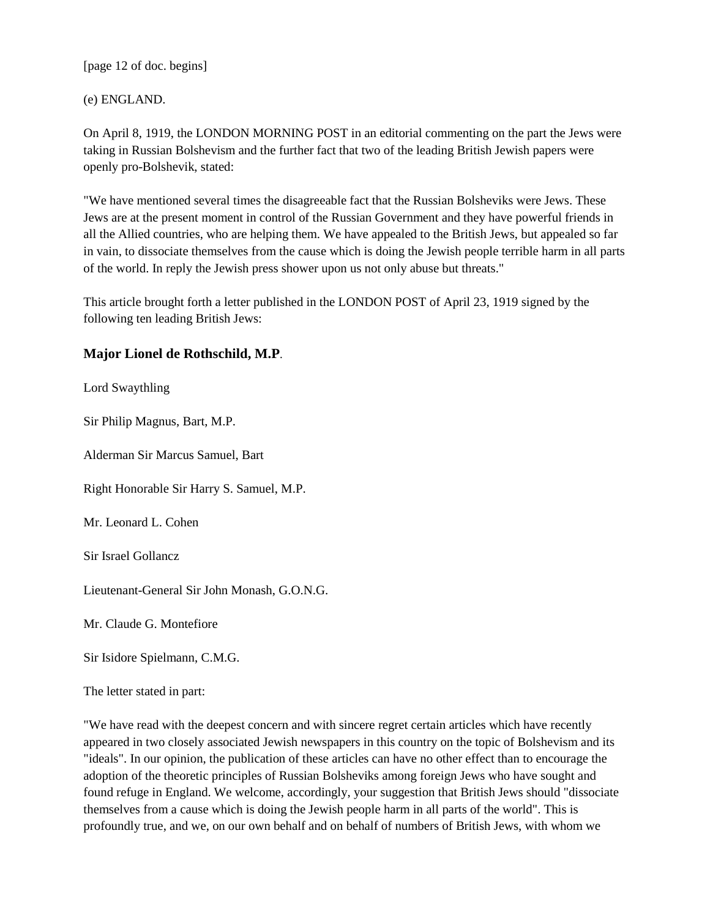[page 12 of doc. begins]

(e) ENGLAND.

On April 8, 1919, the LONDON MORNING POST in an editorial commenting on the part the Jews were taking in Russian Bolshevism and the further fact that two of the leading British Jewish papers were openly pro-Bolshevik, stated:

"We have mentioned several times the disagreeable fact that the Russian Bolsheviks were Jews. These Jews are at the present moment in control of the Russian Government and they have powerful friends in all the Allied countries, who are helping them. We have appealed to the British Jews, but appealed so far in vain, to dissociate themselves from the cause which is doing the Jewish people terrible harm in all parts of the world. In reply the Jewish press shower upon us not only abuse but threats."

This article brought forth a letter published in the LONDON POST of April 23, 1919 signed by the following ten leading British Jews:

**Major Lionel de Rothschild, M.P**.

Lord Swaythling

Sir Philip Magnus, Bart, M.P.

Alderman Sir Marcus Samuel, Bart

Right Honorable Sir Harry S. Samuel, M.P.

Mr. Leonard L. Cohen

Sir Israel Gollancz

Lieutenant-General Sir John Monash, G.O.N.G.

Mr. Claude G. Montefiore

Sir Isidore Spielmann, C.M.G.

The letter stated in part:

"We have read with the deepest concern and with sincere regret certain articles which have recently appeared in two closely associated Jewish newspapers in this country on the topic of Bolshevism and its "ideals". In our opinion, the publication of these articles can have no other effect than to encourage the adoption of the theoretic principles of Russian Bolsheviks among foreign Jews who have sought and found refuge in England. We welcome, accordingly, your suggestion that British Jews should "dissociate themselves from a cause which is doing the Jewish people harm in all parts of the world". This is profoundly true, and we, on our own behalf and on behalf of numbers of British Jews, with whom we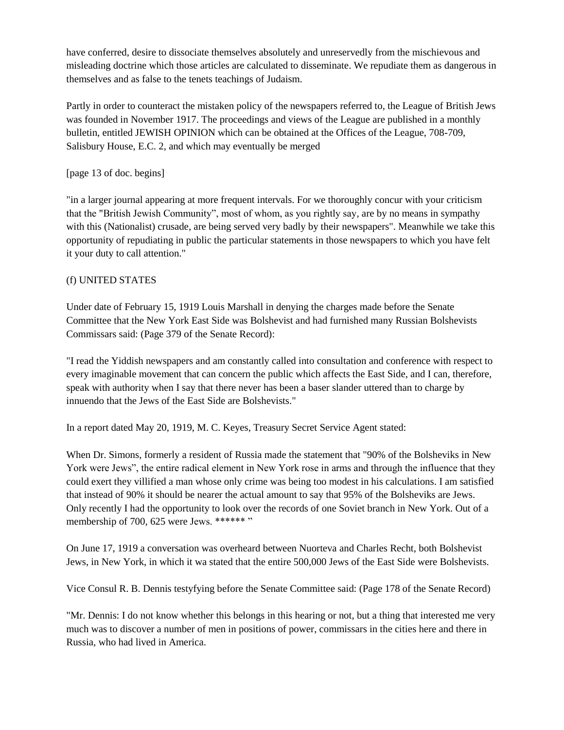have conferred, desire to dissociate themselves absolutely and unreservedly from the mischievous and misleading doctrine which those articles are calculated to disseminate. We repudiate them as dangerous in themselves and as false to the tenets teachings of Judaism.

Partly in order to counteract the mistaken policy of the newspapers referred to, the League of British Jews was founded in November 1917. The proceedings and views of the League are published in a monthly bulletin, entitled JEWISH OPINION which can be obtained at the Offices of the League, 708-709, Salisbury House, E.C. 2, and which may eventually be merged

[page 13 of doc. begins]

"in a larger journal appearing at more frequent intervals. For we thoroughly concur with your criticism that the "British Jewish Community", most of whom, as you rightly say, are by no means in sympathy with this (Nationalist) crusade, are being served very badly by their newspapers". Meanwhile we take this opportunity of repudiating in public the particular statements in those newspapers to which you have felt it your duty to call attention."

(f) UNITED STATES

Under date of February 15, 1919 Louis Marshall in denying the charges made before the Senate Committee that the New York East Side was Bolshevist and had furnished many Russian Bolshevists Commissars said: (Page 379 of the Senate Record):

"I read the Yiddish newspapers and am constantly called into consultation and conference with respect to every imaginable movement that can concern the public which affects the East Side, and I can, therefore, speak with authority when I say that there never has been a baser slander uttered than to charge by innuendo that the Jews of the East Side are Bolshevists."

In a report dated May 20, 1919, M. C. Keyes, Treasury Secret Service Agent stated:

When Dr. Simons, formerly a resident of Russia made the statement that "90% of the Bolsheviks in New York were Jews", the entire radical element in New York rose in arms and through the influence that they could exert they villified a man whose only crime was being too modest in his calculations. I am satisfied that instead of 90% it should be nearer the actual amount to say that 95% of the Bolsheviks are Jews. Only recently I had the opportunity to look over the records of one Soviet branch in New York. Out of a membership of 700, 625 were Jews. ****** "

On June 17, 1919 a conversation was overheard between Nuorteva and Charles Recht, both Bolshevist Jews, in New York, in which it wa stated that the entire 500,000 Jews of the East Side were Bolshevists.

Vice Consul R. B. Dennis testyfying before the Senate Committee said: (Page 178 of the Senate Record)

"Mr. Dennis: I do not know whether this belongs in this hearing or not, but a thing that interested me very much was to discover a number of men in positions of power, commissars in the cities here and there in Russia, who had lived in America.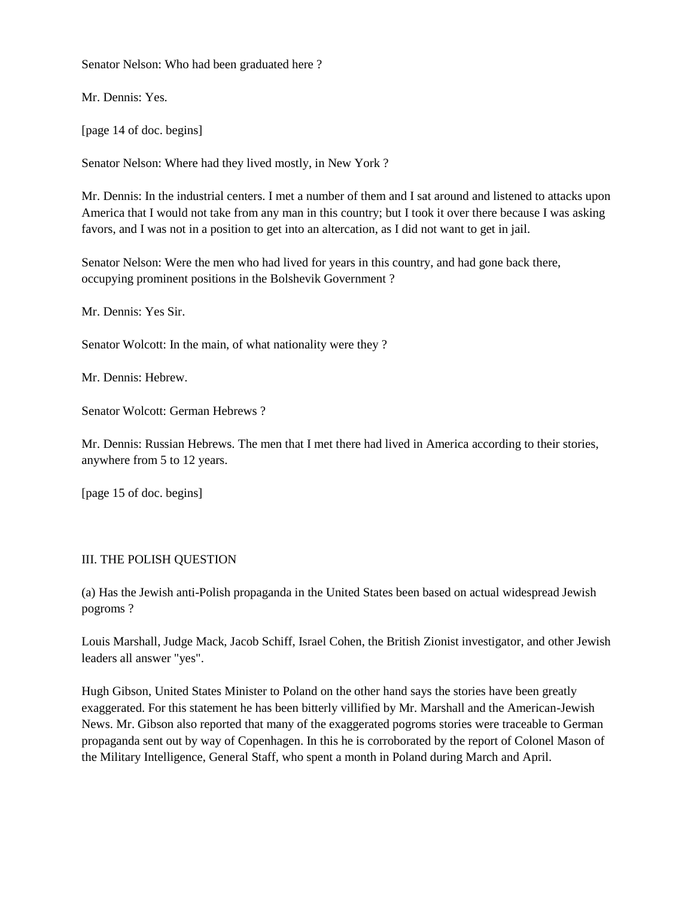Senator Nelson: Who had been graduated here ?

Mr. Dennis: Yes.

[page 14 of doc. begins]

Senator Nelson: Where had they lived mostly, in New York ?

Mr. Dennis: In the industrial centers. I met a number of them and I sat around and listened to attacks upon America that I would not take from any man in this country; but I took it over there because I was asking favors, and I was not in a position to get into an altercation, as I did not want to get in jail.

Senator Nelson: Were the men who had lived for years in this country, and had gone back there, occupying prominent positions in the Bolshevik Government ?

Mr. Dennis: Yes Sir.

Senator Wolcott: In the main, of what nationality were they ?

Mr. Dennis: Hebrew.

Senator Wolcott: German Hebrews ?

Mr. Dennis: Russian Hebrews. The men that I met there had lived in America according to their stories, anywhere from 5 to 12 years.

[page 15 of doc. begins]

## III. THE POLISH QUESTION

(a) Has the Jewish anti-Polish propaganda in the United States been based on actual widespread Jewish pogroms ?

Louis Marshall, Judge Mack, Jacob Schiff, Israel Cohen, the British Zionist investigator, and other Jewish leaders all answer "yes".

Hugh Gibson, United States Minister to Poland on the other hand says the stories have been greatly exaggerated. For this statement he has been bitterly villified by Mr. Marshall and the American-Jewish News. Mr. Gibson also reported that many of the exaggerated pogroms stories were traceable to German propaganda sent out by way of Copenhagen. In this he is corroborated by the report of Colonel Mason of the Military Intelligence, General Staff, who spent a month in Poland during March and April.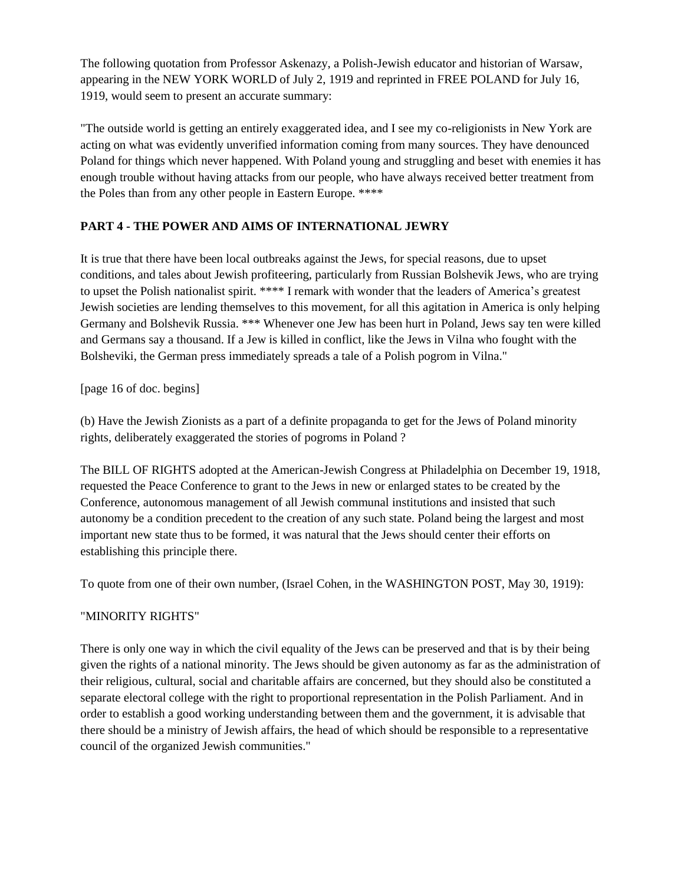The following quotation from Professor Askenazy, a Polish-Jewish educator and historian of Warsaw, appearing in the NEW YORK WORLD of July 2, 1919 and reprinted in FREE POLAND for July 16, 1919, would seem to present an accurate summary:

"The outside world is getting an entirely exaggerated idea, and I see my co-religionists in New York are acting on what was evidently unverified information coming from many sources. They have denounced Poland for things which never happened. With Poland young and struggling and beset with enemies it has enough trouble without having attacks from our people, who have always received better treatment from the Poles than from any other people in Eastern Europe. ****

**PART 4 - THE POWER AND AIMS OF INTERNATIONAL JEWRY**

It is true that there have been local outbreaks against the Jews, for special reasons, due to upset conditions, and tales about Jewish profiteering, particularly from Russian Bolshevik Jews, who are trying to upset the Polish nationalist spirit. **** I remark with wonder that the leaders of America's greatest Jewish societies are lending themselves to this movement, for all this agitation in America is only helping Germany and Bolshevik Russia. *** Whenever one Jew has been hurt in Poland, Jews say ten were killed and Germans say a thousand. If a Jew is killed in conflict, like the Jews in Vilna who fought with the Bolsheviki, the German press immediately spreads a tale of a Polish pogrom in Vilna."

[page 16 of doc. begins]

(b) Have the Jewish Zionists as a part of a definite propaganda to get for the Jews of Poland minority rights, deliberately exaggerated the stories of pogroms in Poland ?

The BILL OF RIGHTS adopted at the American-Jewish Congress at Philadelphia on December 19, 1918, requested the Peace Conference to grant to the Jews in new or enlarged states to be created by the Conference, autonomous management of all Jewish communal institutions and insisted that such autonomy be a condition precedent to the creation of any such state. Poland being the largest and most important new state thus to be formed, it was natural that the Jews should center their efforts on establishing this principle there.

To quote from one of their own number, (Israel Cohen, in the WASHINGTON POST, May 30, 1919):

"MINORITY RIGHTS"

There is only one way in which the civil equality of the Jews can be preserved and that is by their being given the rights of a national minority. The Jews should be given autonomy as far as the administration of their religious, cultural, social and charitable affairs are concerned, but they should also be constituted a separate electoral college with the right to proportional representation in the Polish Parliament. And in order to establish a good working understanding between them and the government, it is advisable that there should be a ministry of Jewish affairs, the head of which should be responsible to a representative council of the organized Jewish communities."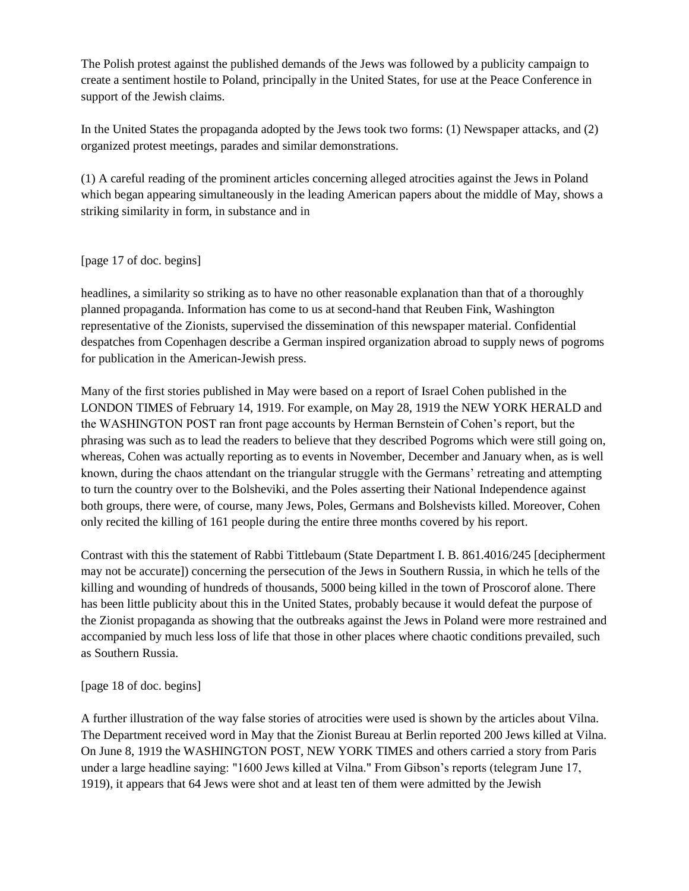The Polish protest against the published demands of the Jews was followed by a publicity campaign to create a sentiment hostile to Poland, principally in the United States, for use at the Peace Conference in support of the Jewish claims.

In the United States the propaganda adopted by the Jews took two forms: (1) Newspaper attacks, and (2) organized protest meetings, parades and similar demonstrations.

(1) A careful reading of the prominent articles concerning alleged atrocities against the Jews in Poland which began appearing simultaneously in the leading American papers about the middle of May, shows a striking similarity in form, in substance and in

[page 17 of doc. begins]

headlines, a similarity so striking as to have no other reasonable explanation than that of a thoroughly planned propaganda. Information has come to us at second-hand that Reuben Fink, Washington representative of the Zionists, supervised the dissemination of this newspaper material. Confidential despatches from Copenhagen describe a German inspired organization abroad to supply news of pogroms for publication in the American-Jewish press.

Many of the first stories published in May were based on a report of Israel Cohen published in the LONDON TIMES of February 14, 1919. For example, on May 28, 1919 the NEW YORK HERALD and the WASHINGTON POST ran front page accounts by Herman Bernstein of Cohen's report, but the phrasing was such as to lead the readers to believe that they described Pogroms which were still going on, whereas, Cohen was actually reporting as to events in November, December and January when, as is well known, during the chaos attendant on the triangular struggle with the Germans' retreating and attempting to turn the country over to the Bolsheviki, and the Poles asserting their National Independence against both groups, there were, of course, many Jews, Poles, Germans and Bolshevists killed. Moreover, Cohen only recited the killing of 161 people during the entire three months covered by his report.

Contrast with this the statement of Rabbi Tittlebaum (State Department I. B. 861.4016/245 [decipherment may not be accurate]) concerning the persecution of the Jews in Southern Russia, in which he tells of the killing and wounding of hundreds of thousands, 5000 being killed in the town of Proscorof alone. There has been little publicity about this in the United States, probably because it would defeat the purpose of the Zionist propaganda as showing that the outbreaks against the Jews in Poland were more restrained and accompanied by much less loss of life that those in other places where chaotic conditions prevailed, such as Southern Russia.

[page 18 of doc. begins]

A further illustration of the way false stories of atrocities were used is shown by the articles about Vilna. The Department received word in May that the Zionist Bureau at Berlin reported 200 Jews killed at Vilna. On June 8, 1919 the WASHINGTON POST, NEW YORK TIMES and others carried a story from Paris under a large headline saying: "1600 Jews killed at Vilna." From Gibson's reports (telegram June 17, 1919), it appears that 64 Jews were shot and at least ten of them were admitted by the Jewish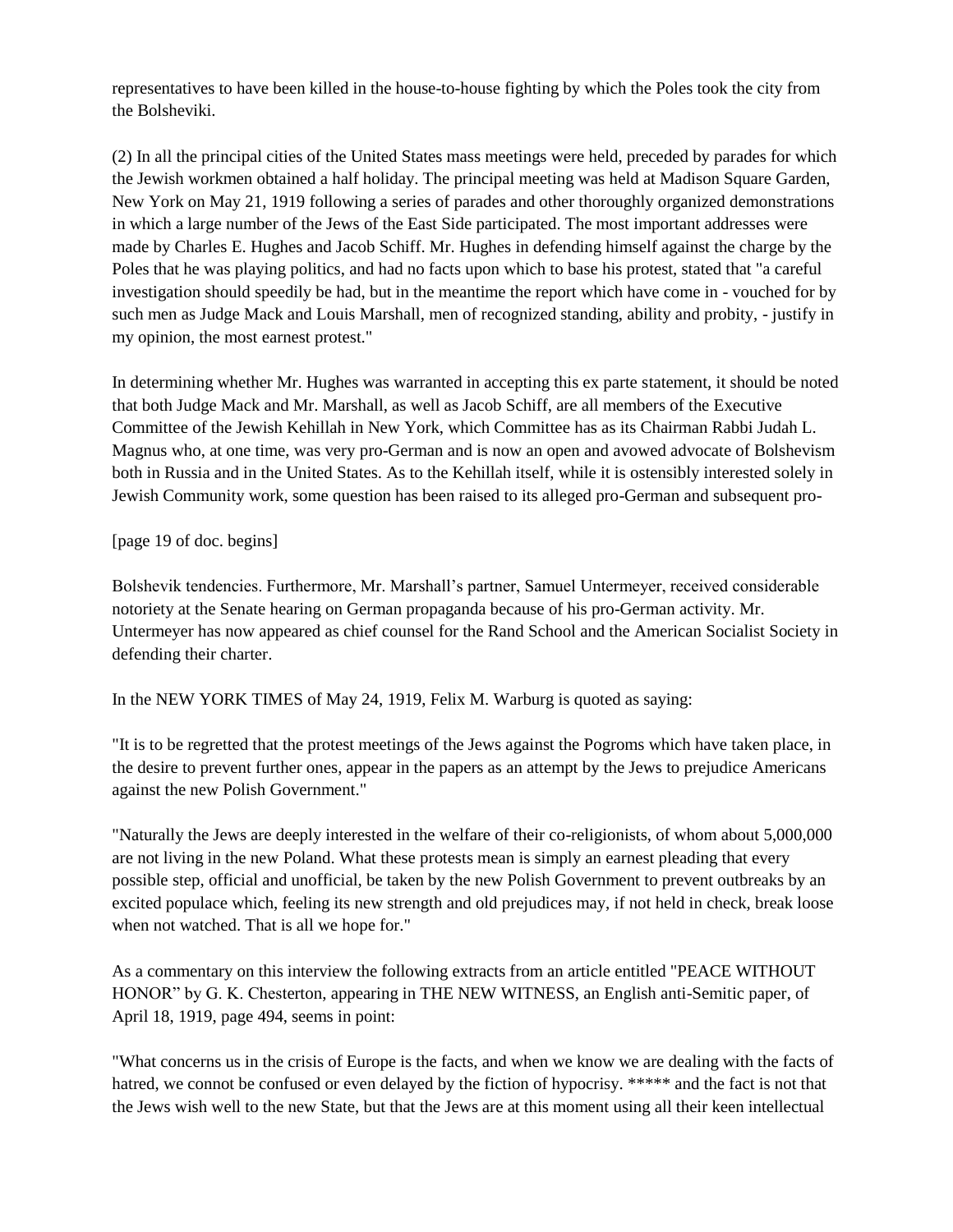representatives to have been killed in the house-to-house fighting by which the Poles took the city from the Bolsheviki.

(2) In all the principal cities of the United States mass meetings were held, preceded by parades for which the Jewish workmen obtained a half holiday. The principal meeting was held at Madison Square Garden, New York on May 21, 1919 following a series of parades and other thoroughly organized demonstrations in which a large number of the Jews of the East Side participated. The most important addresses were made by Charles E. Hughes and Jacob Schiff. Mr. Hughes in defending himself against the charge by the Poles that he was playing politics, and had no facts upon which to base his protest, stated that "a careful investigation should speedily be had, but in the meantime the report which have come in - vouched for by such men as Judge Mack and Louis Marshall, men of recognized standing, ability and probity, - justify in my opinion, the most earnest protest."

In determining whether Mr. Hughes was warranted in accepting this ex parte statement, it should be noted that both Judge Mack and Mr. Marshall, as well as Jacob Schiff, are all members of the Executive Committee of the Jewish Kehillah in New York, which Committee has as its Chairman Rabbi Judah L. Magnus who, at one time, was very pro-German and is now an open and avowed advocate of Bolshevism both in Russia and in the United States. As to the Kehillah itself, while it is ostensibly interested solely in Jewish Community work, some question has been raised to its alleged pro-German and subsequent pro-

[page 19 of doc. begins]

Bolshevik tendencies. Furthermore, Mr. Marshall's partner, Samuel Untermeyer, received considerable notoriety at the Senate hearing on German propaganda because of his pro-German activity. Mr. Untermeyer has now appeared as chief counsel for the Rand School and the American Socialist Society in defending their charter.

In the NEW YORK TIMES of May 24, 1919, Felix M. Warburg is quoted as saying:

"It is to be regretted that the protest meetings of the Jews against the Pogroms which have taken place, in the desire to prevent further ones, appear in the papers as an attempt by the Jews to prejudice Americans against the new Polish Government."

"Naturally the Jews are deeply interested in the welfare of their co-religionists, of whom about 5,000,000 are not living in the new Poland. What these protests mean is simply an earnest pleading that every possible step, official and unofficial, be taken by the new Polish Government to prevent outbreaks by an excited populace which, feeling its new strength and old prejudices may, if not held in check, break loose when not watched. That is all we hope for."

As a commentary on this interview the following extracts from an article entitled "PEACE WITHOUT HONOR" by G. K. Chesterton, appearing in THE NEW WITNESS, an English anti-Semitic paper, of April 18, 1919, page 494, seems in point:

"What concerns us in the crisis of Europe is the facts, and when we know we are dealing with the facts of hatred, we connot be confused or even delayed by the fiction of hypocrisy. ***** and the fact is not that the Jews wish well to the new State, but that the Jews are at this moment using all their keen intellectual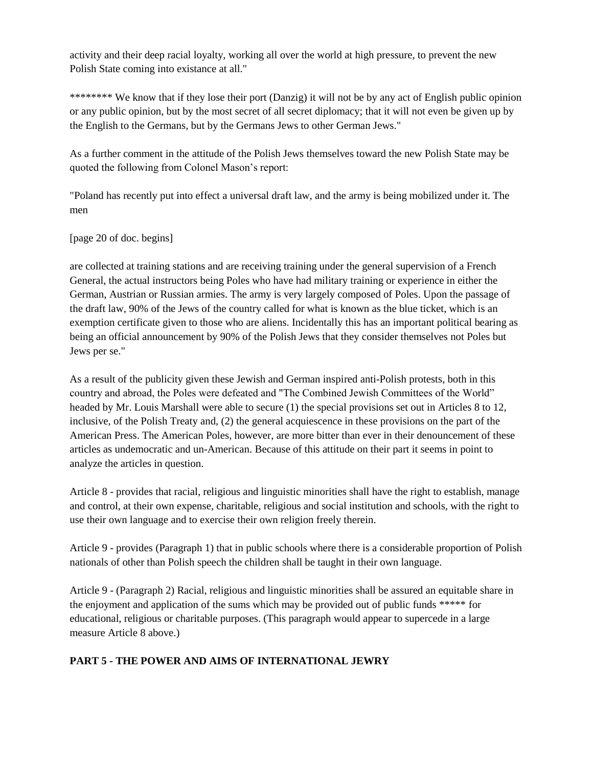activity and their deep racial loyalty, working all over the world at high pressure, to prevent the new Polish State coming into existance at all."

******** We know that if they lose their port (Danzig) it will not be by any act of English public opinion or any public opinion, but by the most secret of all secret diplomacy; that it will not even be given up by the English to the Germans, but by the Germans Jews to other German Jews."

As a further comment in the attitude of the Polish Jews themselves toward the new Polish State may be quoted the following from Colonel Mason's report:

"Poland has recently put into effect a universal draft law, and the army is being mobilized under it. The men

[page 20 of doc. begins]

are collected at training stations and are receiving training under the general supervision of a French General, the actual instructors being Poles who have had military training or experience in either the German, Austrian or Russian armies. The army is very largely composed of Poles. Upon the passage of the draft law, 90% of the Jews of the country called for what is known as the blue ticket, which is an exemption certificate given to those who are aliens. Incidentally this has an important political bearing as being an official announcement by 90% of the Polish Jews that they consider themselves not Poles but Jews per se."

As a result of the publicity given these Jewish and German inspired anti-Polish protests, both in this country and abroad, the Poles were defeated and "The Combined Jewish Committees of the World" headed by Mr. Louis Marshall were able to secure (1) the special provisions set out in Articles 8 to 12, inclusive, of the Polish Treaty and, (2) the general acquiescence in these provisions on the part of the American Press. The American Poles, however, are more bitter than ever in their denouncement of these articles as undemocratic and un-American. Because of this attitude on their part it seems in point to analyze the articles in question.

Article 8 - provides that racial, religious and linguistic minorities shall have the right to establish, manage and control, at their own expense, charitable, religious and social institution and schools, with the right to use their own language and to exercise their own religion freely therein.

Article 9 - provides (Paragraph 1) that in public schools where there is a considerable proportion of Polish nationals of other than Polish speech the children shall be taught in their own language.

Article 9 - (Paragraph 2) Racial, religious and linguistic minorities shall be assured an equitable share in the enjoyment and application of the sums which may be provided out of public funds ***** for educational, religious or charitable purposes. (This paragraph would appear to supercede in a large measure Article 8 above.)

**PART 5 - THE POWER AND AIMS OF INTERNATIONAL JEWRY**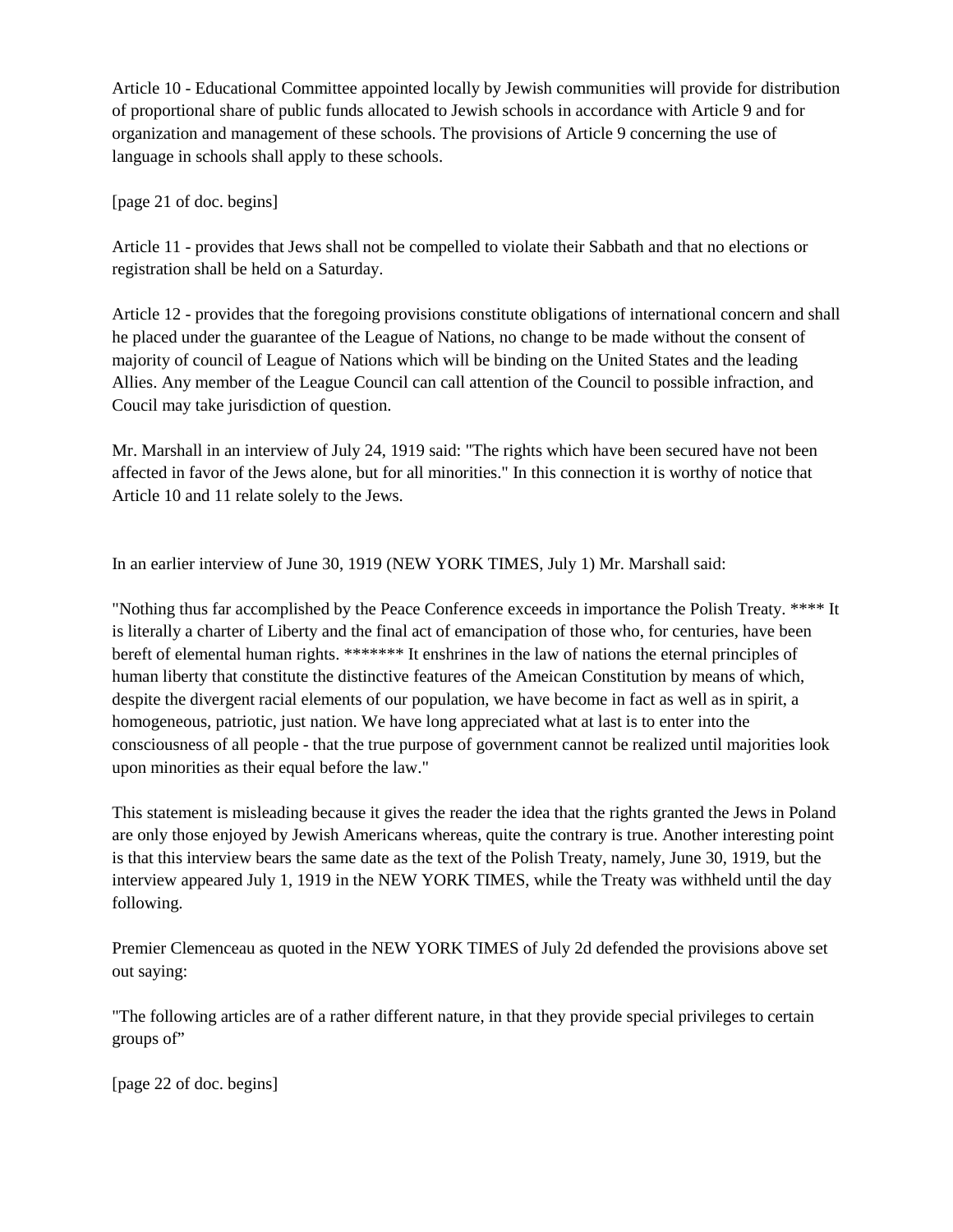Article 10 - Educational Committee appointed locally by Jewish communities will provide for distribution of proportional share of public funds allocated to Jewish schools in accordance with Article 9 and for organization and management of these schools. The provisions of Article 9 concerning the use of language in schools shall apply to these schools.

[page 21 of doc. begins]

Article 11 - provides that Jews shall not be compelled to violate their Sabbath and that no elections or registration shall be held on a Saturday.

Article 12 - provides that the foregoing provisions constitute obligations of international concern and shall he placed under the guarantee of the League of Nations, no change to be made without the consent of majority of council of League of Nations which will be binding on the United States and the leading Allies. Any member of the League Council can call attention of the Council to possible infraction, and Coucil may take jurisdiction of question.

Mr. Marshall in an interview of July 24, 1919 said: "The rights which have been secured have not been affected in favor of the Jews alone, but for all minorities." In this connection it is worthy of notice that Article 10 and 11 relate solely to the Jews.

In an earlier interview of June 30, 1919 (NEW YORK TIMES, July 1) Mr. Marshall said:

"Nothing thus far accomplished by the Peace Conference exceeds in importance the Polish Treaty. **** It is literally a charter of Liberty and the final act of emancipation of those who, for centuries, have been bereft of elemental human rights. ******* It enshrines in the law of nations the eternal principles of human liberty that constitute the distinctive features of the Ameican Constitution by means of which, despite the divergent racial elements of our population, we have become in fact as well as in spirit, a homogeneous, patriotic, just nation. We have long appreciated what at last is to enter into the consciousness of all people - that the true purpose of government cannot be realized until majorities look upon minorities as their equal before the law."

This statement is misleading because it gives the reader the idea that the rights granted the Jews in Poland are only those enjoyed by Jewish Americans whereas, quite the contrary is true. Another interesting point is that this interview bears the same date as the text of the Polish Treaty, namely, June 30, 1919, but the interview appeared July 1, 1919 in the NEW YORK TIMES, while the Treaty was withheld until the day following.

Premier Clemenceau as quoted in the NEW YORK TIMES of July 2d defended the provisions above set out saying:

"The following articles are of a rather different nature, in that they provide special privileges to certain groups of"

[page 22 of doc. begins]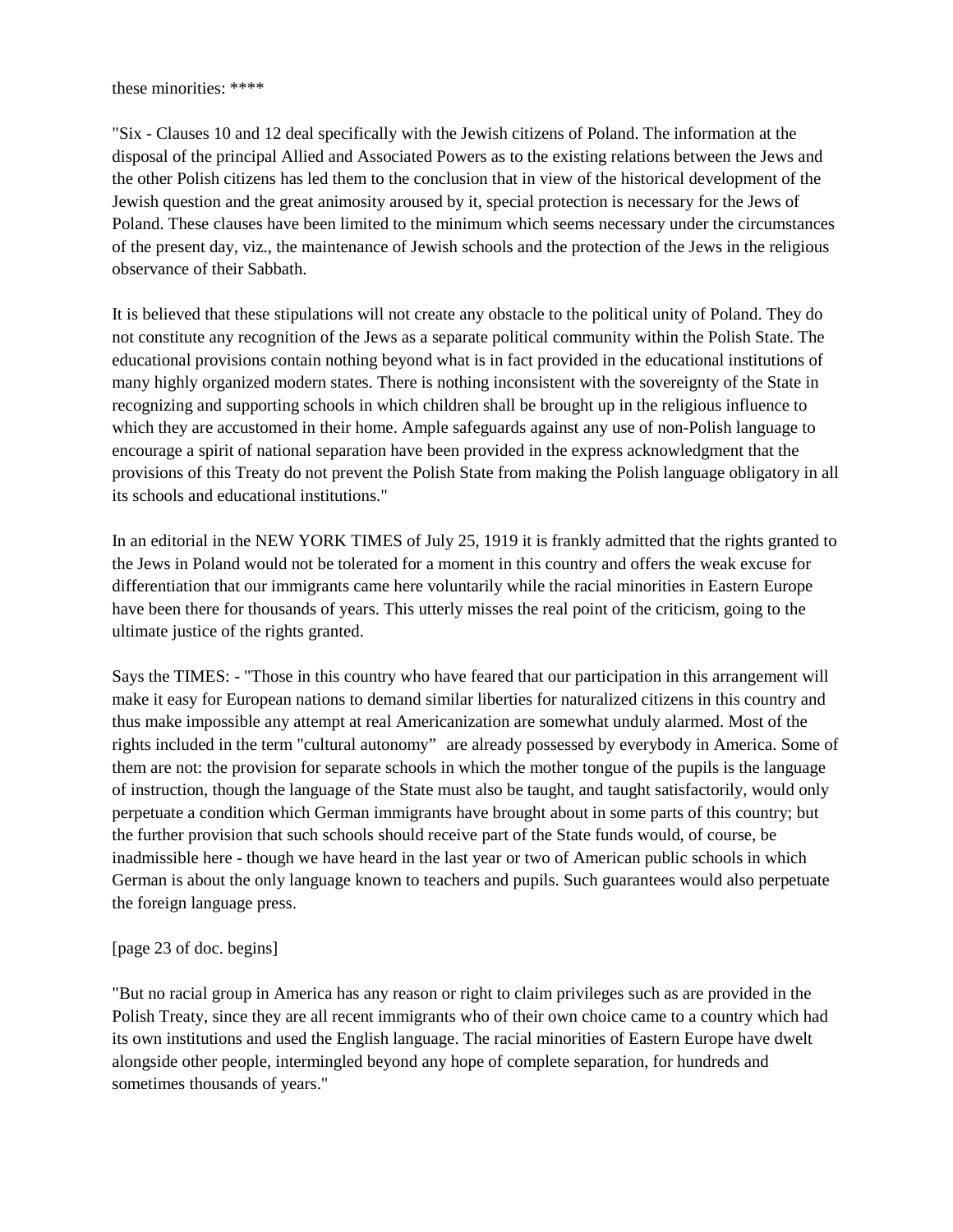these minorities: ****

"Six - Clauses 10 and 12 deal specifically with the Jewish citizens of Poland. The information at the disposal of the principal Allied and Associated Powers as to the existing relations between the Jews and the other Polish citizens has led them to the conclusion that in view of the historical development of the Jewish question and the great animosity aroused by it, special protection is necessary for the Jews of Poland. These clauses have been limited to the minimum which seems necessary under the circumstances of the present day, viz., the maintenance of Jewish schools and the protection of the Jews in the religious observance of their Sabbath.

It is believed that these stipulations will not create any obstacle to the political unity of Poland. They do not constitute any recognition of the Jews as a separate political community within the Polish State. The educational provisions contain nothing beyond what is in fact provided in the educational institutions of many highly organized modern states. There is nothing inconsistent with the sovereignty of the State in recognizing and supporting schools in which children shall be brought up in the religious influence to which they are accustomed in their home. Ample safeguards against any use of non-Polish language to encourage a spirit of national separation have been provided in the express acknowledgment that the provisions of this Treaty do not prevent the Polish State from making the Polish language obligatory in all its schools and educational institutions."

In an editorial in the NEW YORK TIMES of July 25, 1919 it is frankly admitted that the rights granted to the Jews in Poland would not be tolerated for a moment in this country and offers the weak excuse for differentiation that our immigrants came here voluntarily while the racial minorities in Eastern Europe have been there for thousands of years. This utterly misses the real point of the criticism, going to the ultimate justice of the rights granted.

Says the TIMES: - "Those in this country who have feared that our participation in this arrangement will make it easy for European nations to demand similar liberties for naturalized citizens in this country and thus make impossible any attempt at real Americanization are somewhat unduly alarmed. Most of the rights included in the term "cultural autonomy" are already possessed by everybody in America. Some of them are not: the provision for separate schools in which the mother tongue of the pupils is the language of instruction, though the language of the State must also be taught, and taught satisfactorily, would only perpetuate a condition which German immigrants have brought about in some parts of this country; but the further provision that such schools should receive part of the State funds would, of course, be inadmissible here - though we have heard in the last year or two of American public schools in which German is about the only language known to teachers and pupils. Such guarantees would also perpetuate the foreign language press.

[page 23 of doc. begins]

"But no racial group in America has any reason or right to claim privileges such as are provided in the Polish Treaty, since they are all recent immigrants who of their own choice came to a country which had its own institutions and used the English language. The racial minorities of Eastern Europe have dwelt alongside other people, intermingled beyond any hope of complete separation, for hundreds and sometimes thousands of years."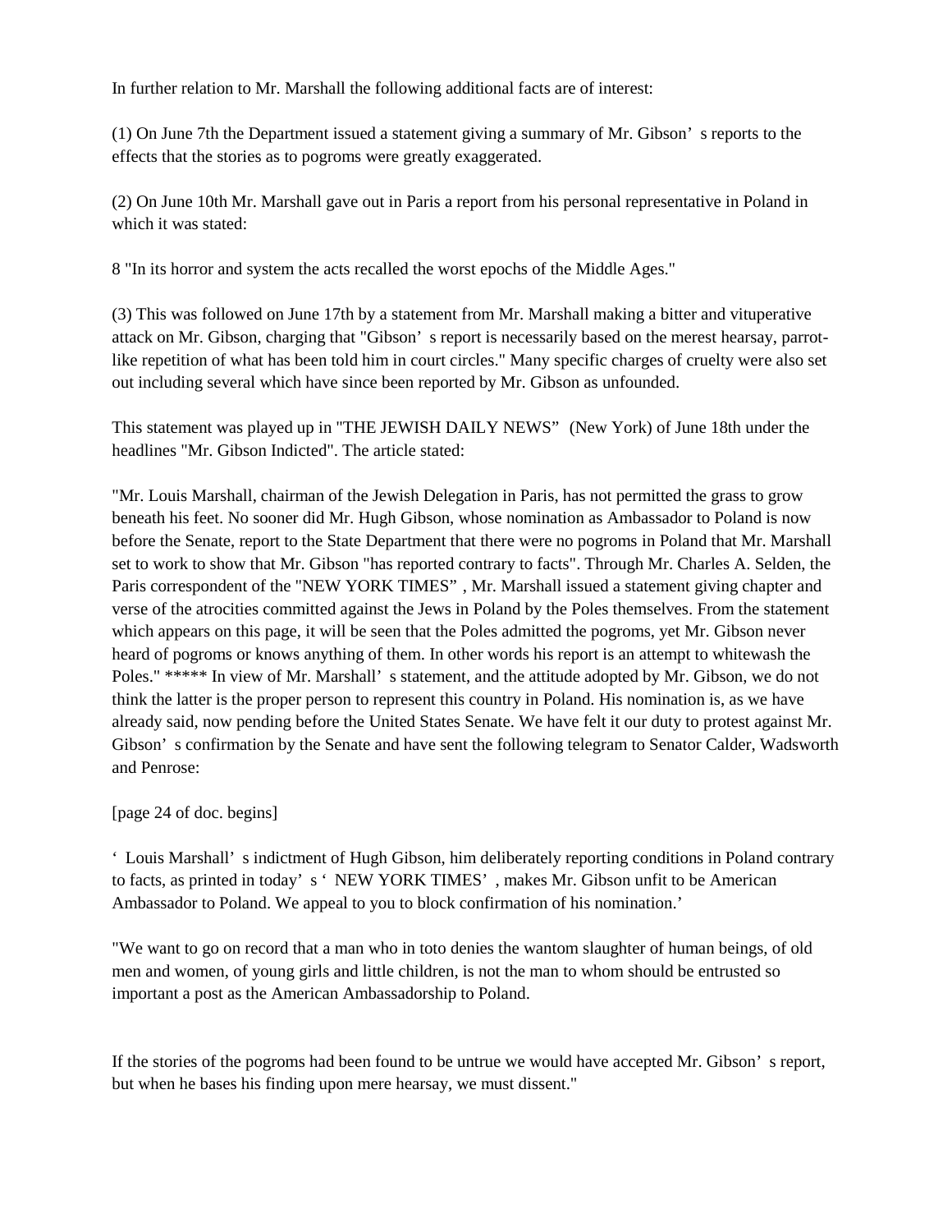In further relation to Mr. Marshall the following additional facts are of interest:

(1) On June 7th the Department issued a statement giving a summary of Mr. Gibson's reports to the effects that the stories as to pogroms were greatly exaggerated.

(2) On June 10th Mr. Marshall gave out in Paris a report from his personal representative in Poland in which it was stated:

8 "In its horror and system the acts recalled the worst epochs of the Middle Ages."

(3) This was followed on June 17th by a statement from Mr. Marshall making a bitter and vituperative attack on Mr. Gibson, charging that "Gibson's report is necessarily based on the merest hearsay, parrot-like repetition of what has been told him in court circles." Many specific charges of cruelty were also set out including several which have since been reported by Mr. Gibson as unfounded.

This statement was played up in "THE JEWISH DAILY NEWS" (New York) of June 18th under the headlines "Mr. Gibson Indicted". The article stated:

"Mr. Louis Marshall, chairman of the Jewish Delegation in Paris, has not permitted the grass to grow beneath his feet. No sooner did Mr. Hugh Gibson, whose nomination as Ambassador to Poland is now before the Senate, report to the State Department that there were no pogroms in Poland that Mr. Marshall set to work to show that Mr. Gibson "has reported contrary to facts". Through Mr. Charles A. Selden, the Paris correspondent of the "NEW YORK TIMES", Mr. Marshall issued a statement giving chapter and verse of the atrocities committed against the Jews in Poland by the Poles themselves. From the statement which appears on this page, it will be seen that the Poles admitted the pogroms, yet Mr. Gibson never heard of pogroms or knows anything of them. In other words his report is an attempt to whitewash the Poles." ***** In view of Mr. Marshall's statement, and the attitude adopted by Mr. Gibson, we do not think the latter is the proper person to represent this country in Poland. His nomination is, as we have already said, now pending before the United States Senate. We have felt it our duty to protest against Mr. Gibson's confirmation by the Senate and have sent the following telegram to Senator Calder, Wadsworth and Penrose:

[page 24 of doc. begins]

'Louis Marshall's indictment of Hugh Gibson, him deliberately reporting conditions in Poland contrary to facts, as printed in today's 'NEW YORK TIMES', makes Mr. Gibson unfit to be American Ambassador to Poland. We appeal to you to block confirmation of his nomination.'

"We want to go on record that a man who in toto denies the wantom slaughter of human beings, of old men and women, of young girls and little children, is not the man to whom should be entrusted so important a post as the American Ambassadorship to Poland.

If the stories of the pogroms had been found to be untrue we would have accepted Mr. Gibson's report, but when he bases his finding upon mere hearsay, we must dissent."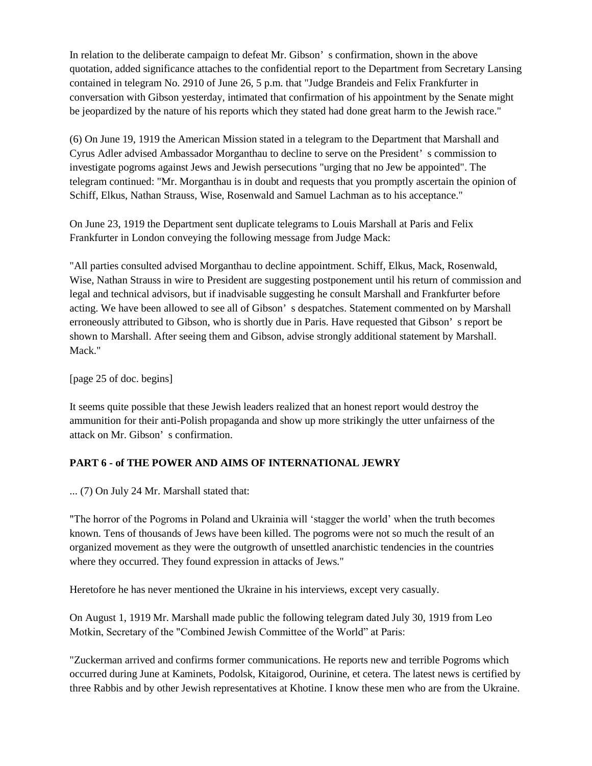In relation to the deliberate campaign to defeat Mr. Gibson' s confirmation, shown in the above quotation, added significance attaches to the confidential report to the Department from Secretary Lansing contained in telegram No. 2910 of June 26, 5 p.m. that "Judge Brandeis and Felix Frankfurter in conversation with Gibson yesterday, intimated that confirmation of his appointment by the Senate might be jeopardized by the nature of his reports which they stated had done great harm to the Jewish race."

(6) On June 19, 1919 the American Mission stated in a telegram to the Department that Marshall and Cyrus Adler advised Ambassador Morganthau to decline to serve on the President' s commission to investigate pogroms against Jews and Jewish persecutions "urging that no Jew be appointed". The telegram continued: "Mr. Morganthau is in doubt and requests that you promptly ascertain the opinion of Schiff, Elkus, Nathan Strauss, Wise, Rosenwald and Samuel Lachman as to his acceptance."

On June 23, 1919 the Department sent duplicate telegrams to Louis Marshall at Paris and Felix Frankfurter in London conveying the following message from Judge Mack:

"All parties consulted advised Morganthau to decline appointment. Schiff, Elkus, Mack, Rosenwald, Wise, Nathan Strauss in wire to President are suggesting postponement until his return of commission and legal and technical advisors, but if inadvisable suggesting he consult Marshall and Frankfurter before acting. We have been allowed to see all of Gibson' s despatches. Statement commented on by Marshall erroneously attributed to Gibson, who is shortly due in Paris. Have requested that Gibson' s report be shown to Marshall. After seeing them and Gibson, advise strongly additional statement by Marshall. Mack."

[page 25 of doc. begins]

It seems quite possible that these Jewish leaders realized that an honest report would destroy the ammunition for their anti-Polish propaganda and show up more strikingly the utter unfairness of the attack on Mr. Gibson' s confirmation.

**PART 6 - of THE POWER AND AIMS OF INTERNATIONAL JEWRY**

... (7) On July 24 Mr. Marshall stated that:

"The horror of the Pogroms in Poland and Ukrainia will 'stagger the world' when the truth becomes known. Tens of thousands of Jews have been killed. The pogroms were not so much the result of an organized movement as they were the outgrowth of unsettled anarchistic tendencies in the countries where they occurred. They found expression in attacks of Jews."

Heretofore he has never mentioned the Ukraine in his interviews, except very casually.

On August 1, 1919 Mr. Marshall made public the following telegram dated July 30, 1919 from Leo Motkin, Secretary of the "Combined Jewish Committee of the World" at Paris:

"Zuckerman arrived and confirms former communications. He reports new and terrible Pogroms which occurred during June at Kaminets, Podolsk, Kitaigorod, Ourinine, et cetera. The latest news is certified by three Rabbis and by other Jewish representatives at Khotine. I know these men who are from the Ukraine.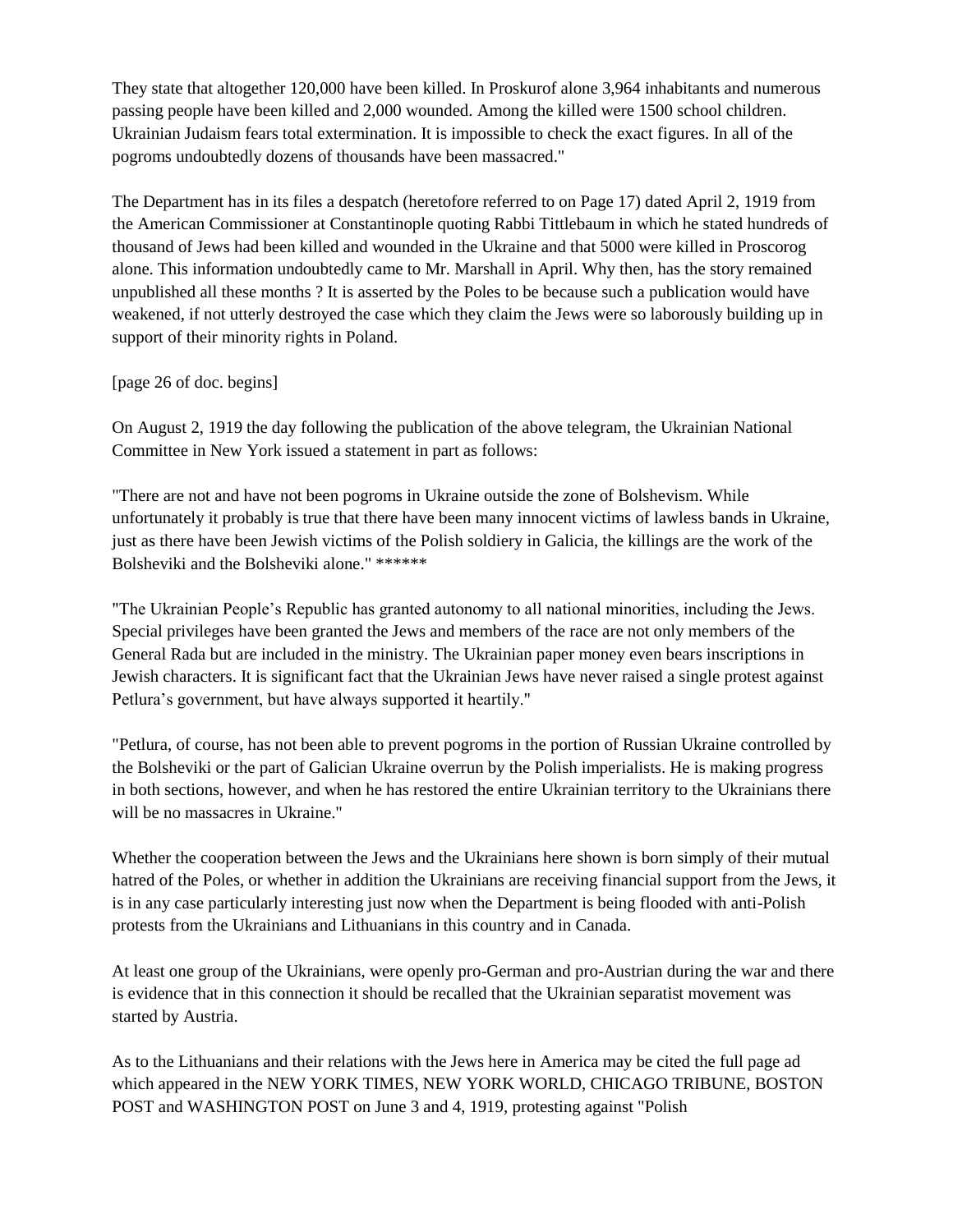They state that altogether 120,000 have been killed. In Proskurof alone 3,964 inhabitants and numerous passing people have been killed and 2,000 wounded. Among the killed were 1500 school children. Ukrainian Judaism fears total extermination. It is impossible to check the exact figures. In all of the pogroms undoubtedly dozens of thousands have been massacred."

The Department has in its files a despatch (heretofore referred to on Page 17) dated April 2, 1919 from the American Commissioner at Constantinople quoting Rabbi Tittlebaum in which he stated hundreds of thousand of Jews had been killed and wounded in the Ukraine and that 5000 were killed in Proscorog alone. This information undoubtedly came to Mr. Marshall in April. Why then, has the story remained unpublished all these months ? It is asserted by the Poles to be because such a publication would have weakened, if not utterly destroyed the case which they claim the Jews were so laborously building up in support of their minority rights in Poland.

[page 26 of doc. begins]

On August 2, 1919 the day following the publication of the above telegram, the Ukrainian National Committee in New York issued a statement in part as follows:

"There are not and have not been pogroms in Ukraine outside the zone of Bolshevism. While unfortunately it probably is true that there have been many innocent victims of lawless bands in Ukraine, just as there have been Jewish victims of the Polish soldiery in Galicia, the killings are the work of the Bolsheviki and the Bolsheviki alone." ******

"The Ukrainian People's Republic has granted autonomy to all national minorities, including the Jews. Special privileges have been granted the Jews and members of the race are not only members of the General Rada but are included in the ministry. The Ukrainian paper money even bears inscriptions in Jewish characters. It is significant fact that the Ukrainian Jews have never raised a single protest against Petlura's government, but have always supported it heartily."

"Petlura, of course, has not been able to prevent pogroms in the portion of Russian Ukraine controlled by the Bolsheviki or the part of Galician Ukraine overrun by the Polish imperialists. He is making progress in both sections, however, and when he has restored the entire Ukrainian territory to the Ukrainians there will be no massacres in Ukraine."

Whether the cooperation between the Jews and the Ukrainians here shown is born simply of their mutual hatred of the Poles, or whether in addition the Ukrainians are receiving financial support from the Jews, it is in any case particularly interesting just now when the Department is being flooded with anti-Polish protests from the Ukrainians and Lithuanians in this country and in Canada.

At least one group of the Ukrainians, were openly pro-German and pro-Austrian during the war and there is evidence that in this connection it should be recalled that the Ukrainian separatist movement was started by Austria.

As to the Lithuanians and their relations with the Jews here in America may be cited the full page ad which appeared in the NEW YORK TIMES, NEW YORK WORLD, CHICAGO TRIBUNE, BOSTON POST and WASHINGTON POST on June 3 and 4, 1919, protesting against "Polish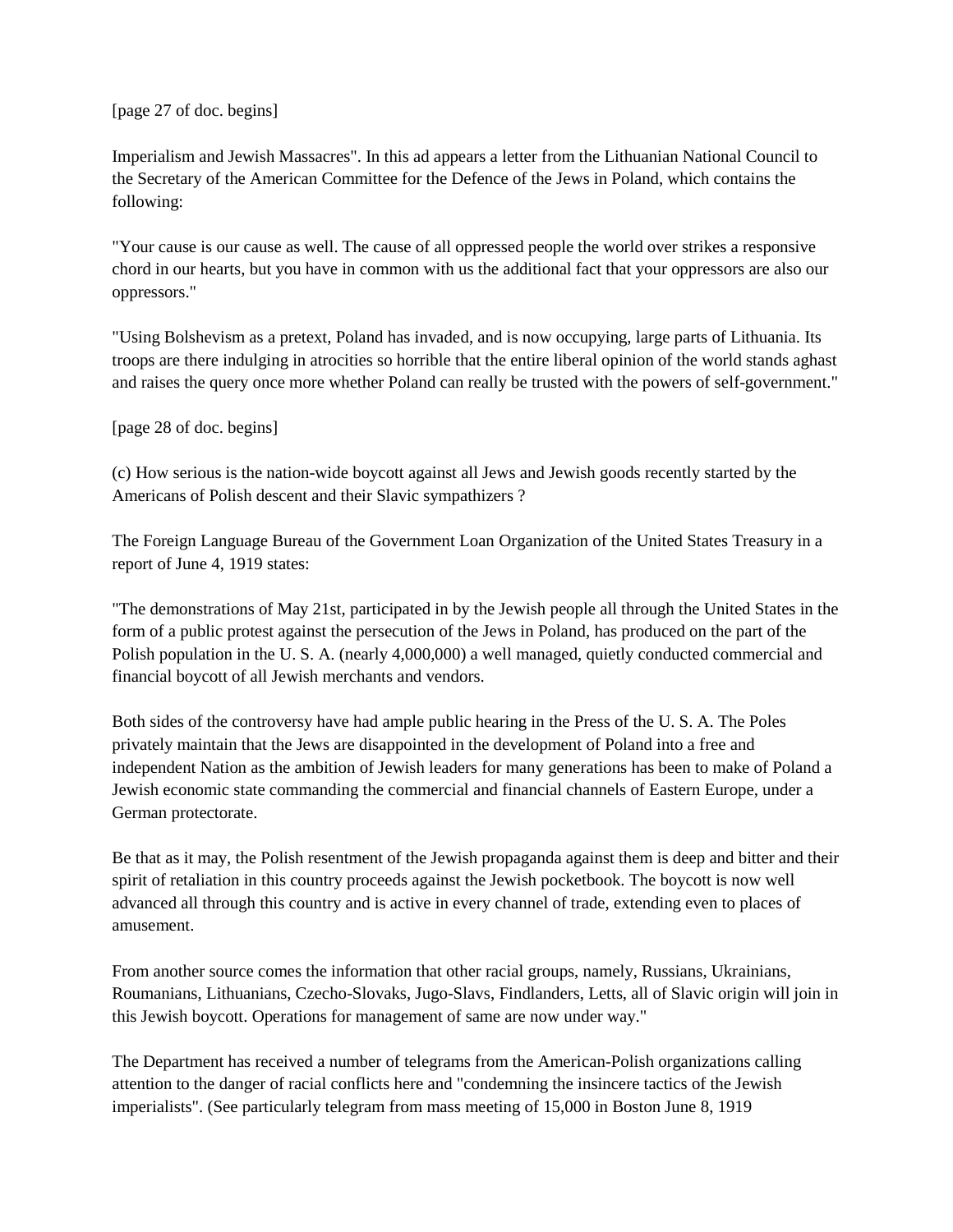[page 27 of doc. begins]

Imperialism and Jewish Massacres". In this ad appears a letter from the Lithuanian National Council to the Secretary of the American Committee for the Defence of the Jews in Poland, which contains the following:

"Your cause is our cause as well. The cause of all oppressed people the world over strikes a responsive chord in our hearts, but you have in common with us the additional fact that your oppressors are also our oppressors."

"Using Bolshevism as a pretext, Poland has invaded, and is now occupying, large parts of Lithuania. Its troops are there indulging in atrocities so horrible that the entire liberal opinion of the world stands aghast and raises the query once more whether Poland can really be trusted with the powers of self-government."

[page 28 of doc. begins]

(c) How serious is the nation-wide boycott against all Jews and Jewish goods recently started by the Americans of Polish descent and their Slavic sympathizers ?

The Foreign Language Bureau of the Government Loan Organization of the United States Treasury in a report of June 4, 1919 states:

"The demonstrations of May 21st, participated in by the Jewish people all through the United States in the form of a public protest against the persecution of the Jews in Poland, has produced on the part of the Polish population in the U. S. A. (nearly 4,000,000) a well managed, quietly conducted commercial and financial boycott of all Jewish merchants and vendors.

Both sides of the controversy have had ample public hearing in the Press of the U. S. A. The Poles privately maintain that the Jews are disappointed in the development of Poland into a free and independent Nation as the ambition of Jewish leaders for many generations has been to make of Poland a Jewish economic state commanding the commercial and financial channels of Eastern Europe, under a German protectorate.

Be that as it may, the Polish resentment of the Jewish propaganda against them is deep and bitter and their spirit of retaliation in this country proceeds against the Jewish pocketbook. The boycott is now well advanced all through this country and is active in every channel of trade, extending even to places of amusement.

From another source comes the information that other racial groups, namely, Russians, Ukrainians, Roumanians, Lithuanians, Czecho-Slovaks, Jugo-Slavs, Findlanders, Letts, all of Slavic origin will join in this Jewish boycott. Operations for management of same are now under way."

The Department has received a number of telegrams from the American-Polish organizations calling attention to the danger of racial conflicts here and "condemning the insincere tactics of the Jewish imperialists". (See particularly telegram from mass meeting of 15,000 in Boston June 8, 1919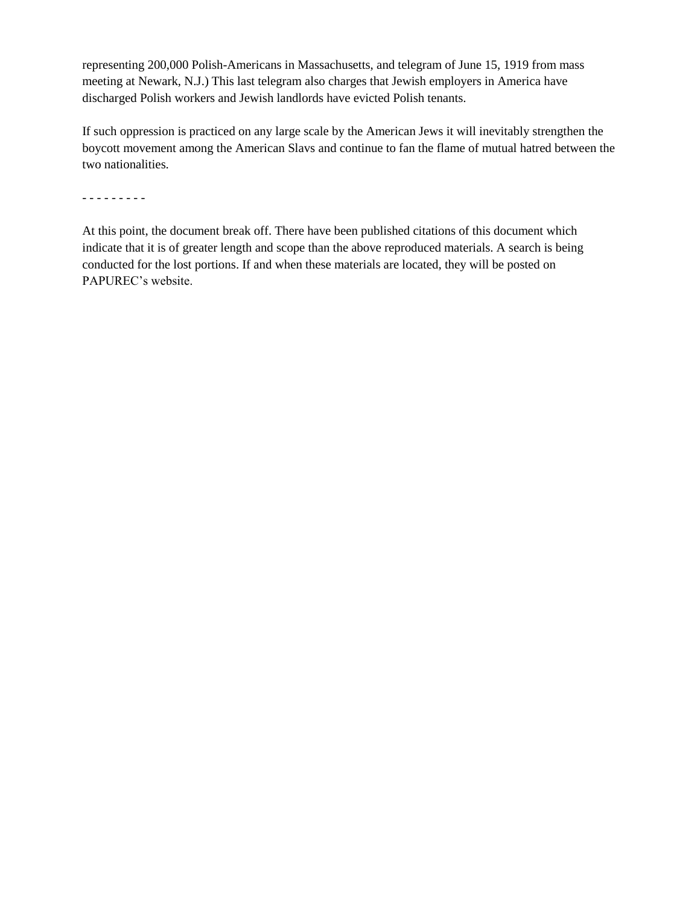representing 200,000 Polish-Americans in Massachusetts, and telegram of June 15, 1919 from mass meeting at Newark, N.J.) This last telegram also charges that Jewish employers in America have discharged Polish workers and Jewish landlords have evicted Polish tenants.

If such oppression is practiced on any large scale by the American Jews it will inevitably strengthen the boycott movement among the American Slavs and continue to fan the flame of mutual hatred between the two nationalities.

- - - - - - - - -

At this point, the document break off. There have been published citations of this document which indicate that it is of greater length and scope than the above reproduced materials. A search is being conducted for the lost portions. If and when these materials are located, they will be posted on PAPUREC's website.